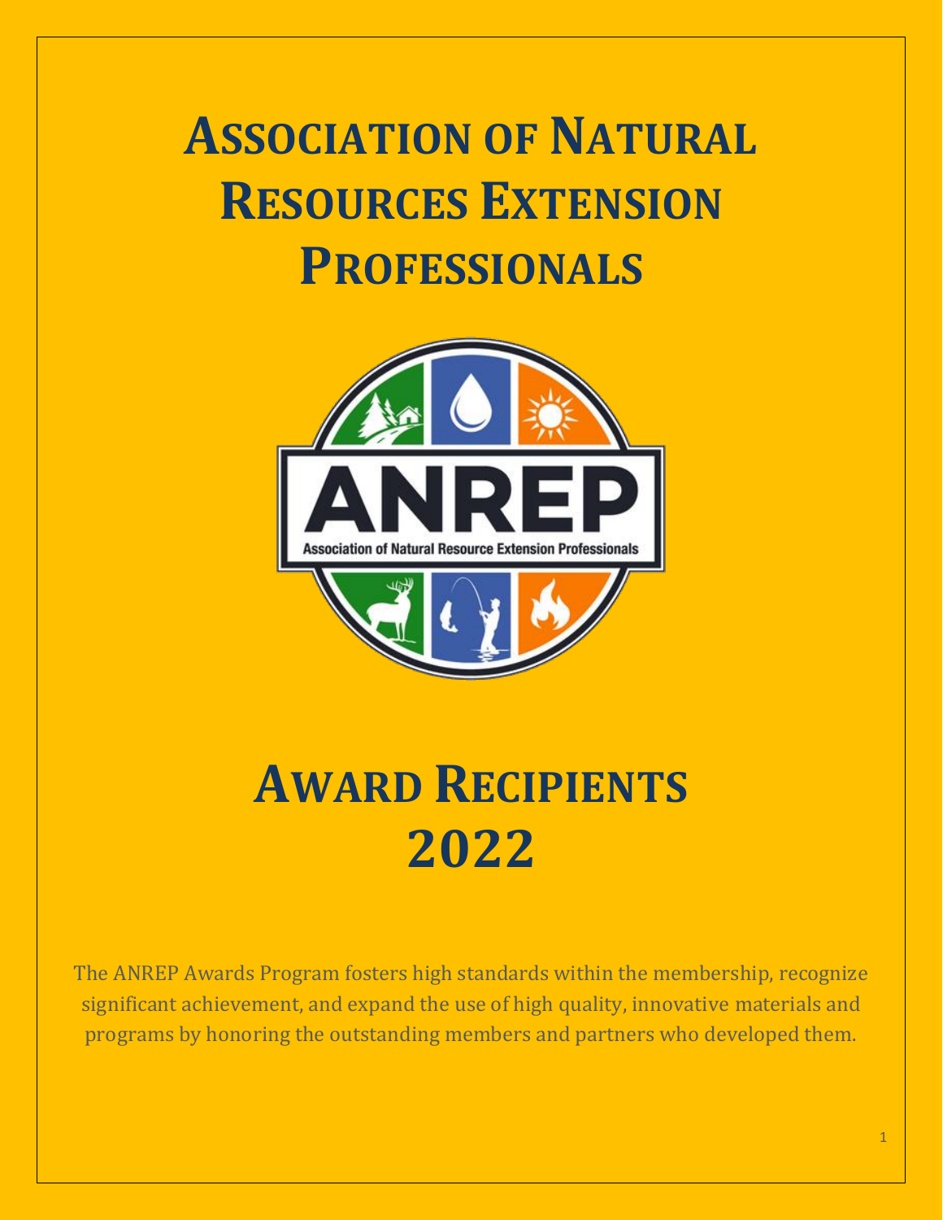# Association of Natural Resources Extension Professionals

# Award Recipients 2022

The ANREP Awards Program fosters high standards within the membership, recognize significant achievement, and expand the use of high quality, innovative materials and programs by honoring the outstanding members and partners who developed them.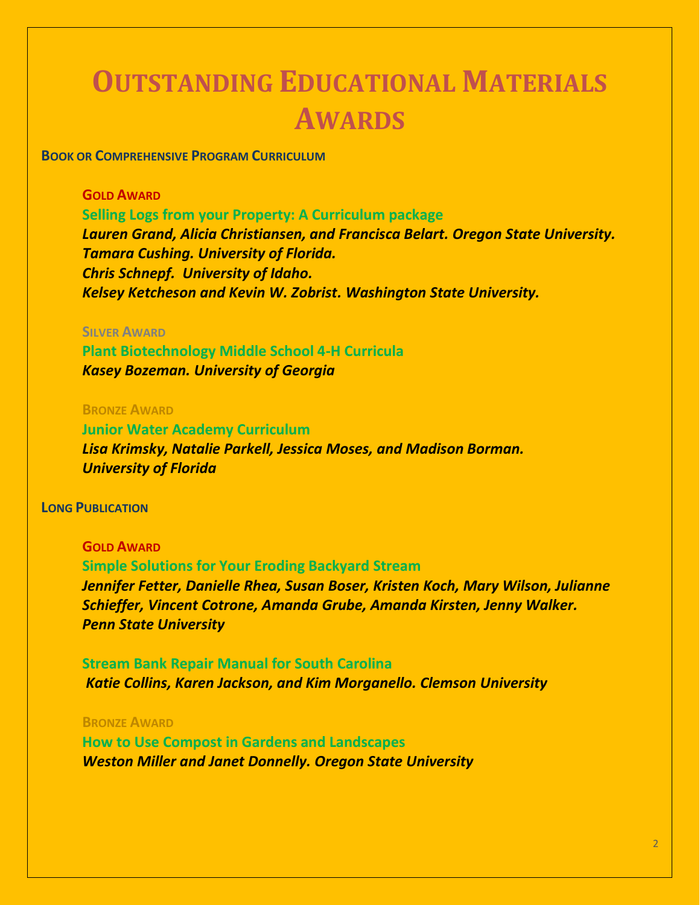# Outstanding Educational Materials Awards

## Book or Comprehensive Program Curriculum

### Gold Award

**Selling Logs from your Property: A Curriculum package**

***Lauren Grand, Alicia Christiansen, and Francisca Belart. Oregon State University.***
***Tamara Cushing. University of Florida.***
***Chris Schnepf. University of Idaho.***
***Kelsey Ketcheson and Kevin W. Zobrist. Washington State University.***

### Silver Award

**Plant Biotechnology Middle School 4-H Curricula**

***Kasey Bozeman. University of Georgia***

### Bronze Award

**Junior Water Academy Curriculum**

***Lisa Krimsky, Natalie Parkell, Jessica Moses, and Madison Borman.***
***University of Florida***

## Long Publication

### Gold Award

**Simple Solutions for Your Eroding Backyard Stream**

***Jennifer Fetter, Danielle Rhea, Susan Boser, Kristen Koch, Mary Wilson, Julianne Schieffer, Vincent Cotrone, Amanda Grube, Amanda Kirsten, Jenny Walker.***
***Penn State University***

**Stream Bank Repair Manual for South Carolina**

***Katie Collins, Karen Jackson, and Kim Morganello. Clemson University***

### Bronze Award

**How to Use Compost in Gardens and Landscapes**

***Weston Miller and Janet Donnelly. Oregon State University***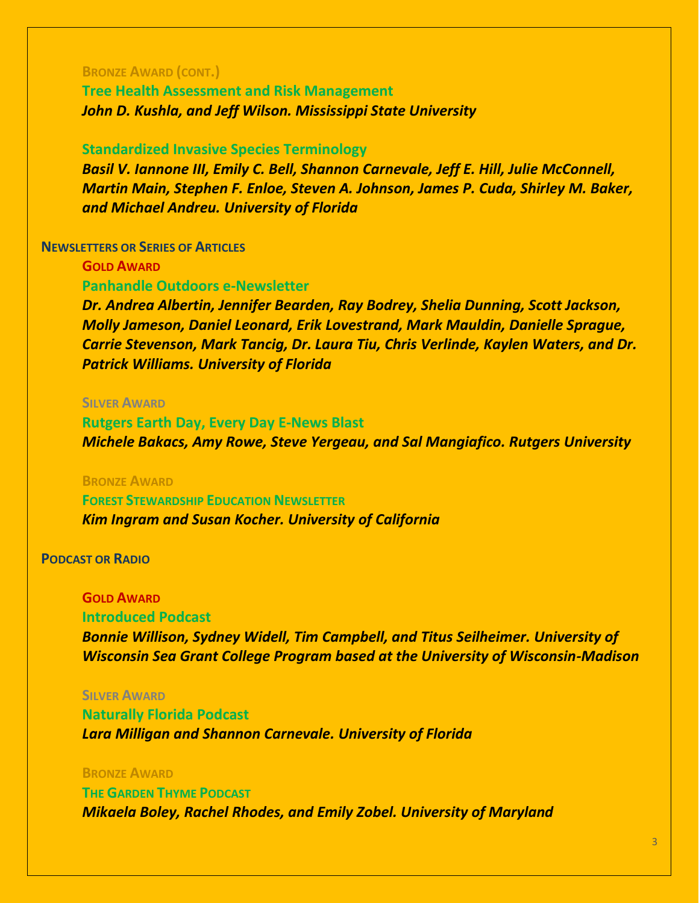### Bronze Award (cont.)

**Tree Health Assessment and Risk Management**

***John D. Kushla, and Jeff Wilson. Mississippi State University***

**Standardized Invasive Species Terminology**

***Basil V. Iannone III, Emily C. Bell, Shannon Carnevale, Jeff E. Hill, Julie McConnell, Martin Main, Stephen F. Enloe, Steven A. Johnson, James P. Cuda, Shirley M. Baker, and Michael Andreu. University of Florida***

## Newsletters or Series of Articles

### Gold Award

**Panhandle Outdoors e-Newsletter**

***Dr. Andrea Albertin, Jennifer Bearden, Ray Bodrey, Shelia Dunning, Scott Jackson, Molly Jameson, Daniel Leonard, Erik Lovestrand, Mark Mauldin, Danielle Sprague, Carrie Stevenson, Mark Tancig, Dr. Laura Tiu, Chris Verlinde, Kaylen Waters, and Dr. Patrick Williams. University of Florida***

### Silver Award

**Rutgers Earth Day, Every Day E-News Blast**

***Michele Bakacs, Amy Rowe, Steve Yergeau, and Sal Mangiafico. Rutgers University***

### Bronze Award

**Forest Stewardship Education Newsletter**

***Kim Ingram and Susan Kocher. University of California***

## Podcast or Radio

### Gold Award

**Introduced Podcast**

***Bonnie Willison, Sydney Widell, Tim Campbell, and Titus Seilheimer. University of Wisconsin Sea Grant College Program based at the University of Wisconsin-Madison***

### Silver Award

**Naturally Florida Podcast**

***Lara Milligan and Shannon Carnevale. University of Florida***

### Bronze Award

**The Garden Thyme Podcast**

***Mikaela Boley, Rachel Rhodes, and Emily Zobel. University of Maryland***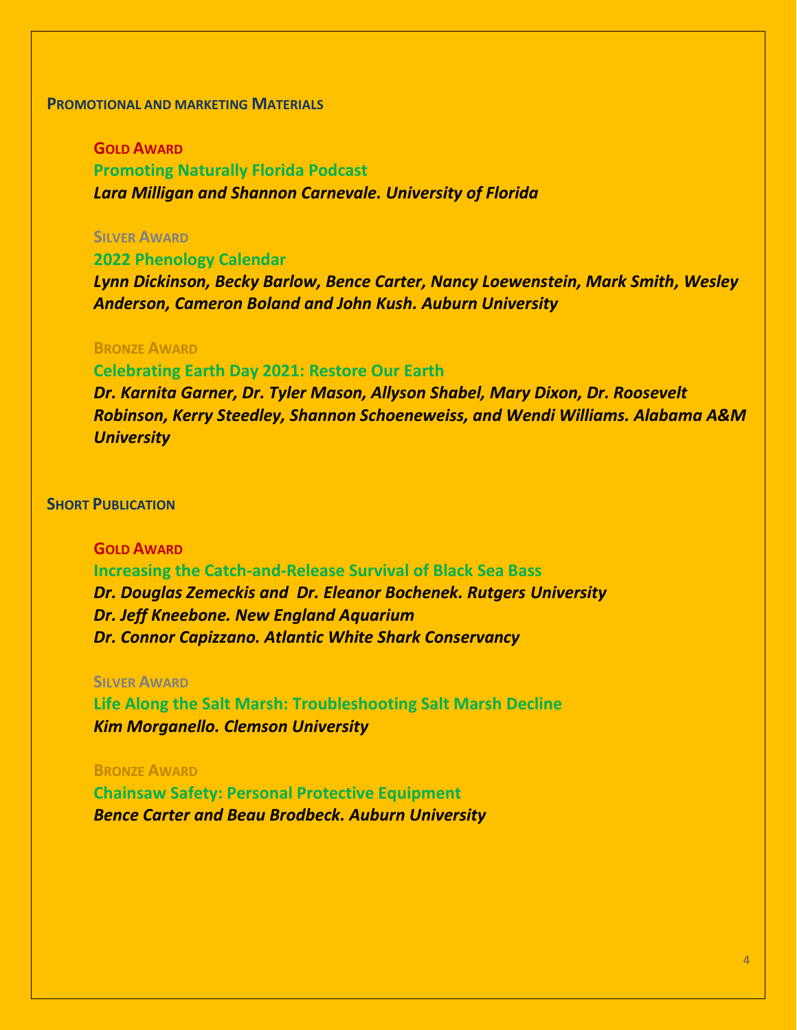## Promotional and marketing Materials

### Gold Award

**Promoting Naturally Florida Podcast**

***Lara Milligan and Shannon Carnevale. University of Florida***

### Silver Award

**2022 Phenology Calendar**

***Lynn Dickinson, Becky Barlow, Bence Carter, Nancy Loewenstein, Mark Smith, Wesley Anderson, Cameron Boland and John Kush. Auburn University***

### Bronze Award

**Celebrating Earth Day 2021: Restore Our Earth**

***Dr. Karnita Garner, Dr. Tyler Mason, Allyson Shabel, Mary Dixon, Dr. Roosevelt Robinson, Kerry Steedley, Shannon Schoeneweiss, and Wendi Williams. Alabama A&M University***

## Short Publication

### Gold Award

**Increasing the Catch-and-Release Survival of Black Sea Bass**

***Dr. Douglas Zemeckis and Dr. Eleanor Bochenek. Rutgers University***
***Dr. Jeff Kneebone. New England Aquarium***
***Dr. Connor Capizzano. Atlantic White Shark Conservancy***

### Silver Award

**Life Along the Salt Marsh: Troubleshooting Salt Marsh Decline**

***Kim Morganello. Clemson University***

### Bronze Award

**Chainsaw Safety: Personal Protective Equipment**

***Bence Carter and Beau Brodbeck. Auburn University***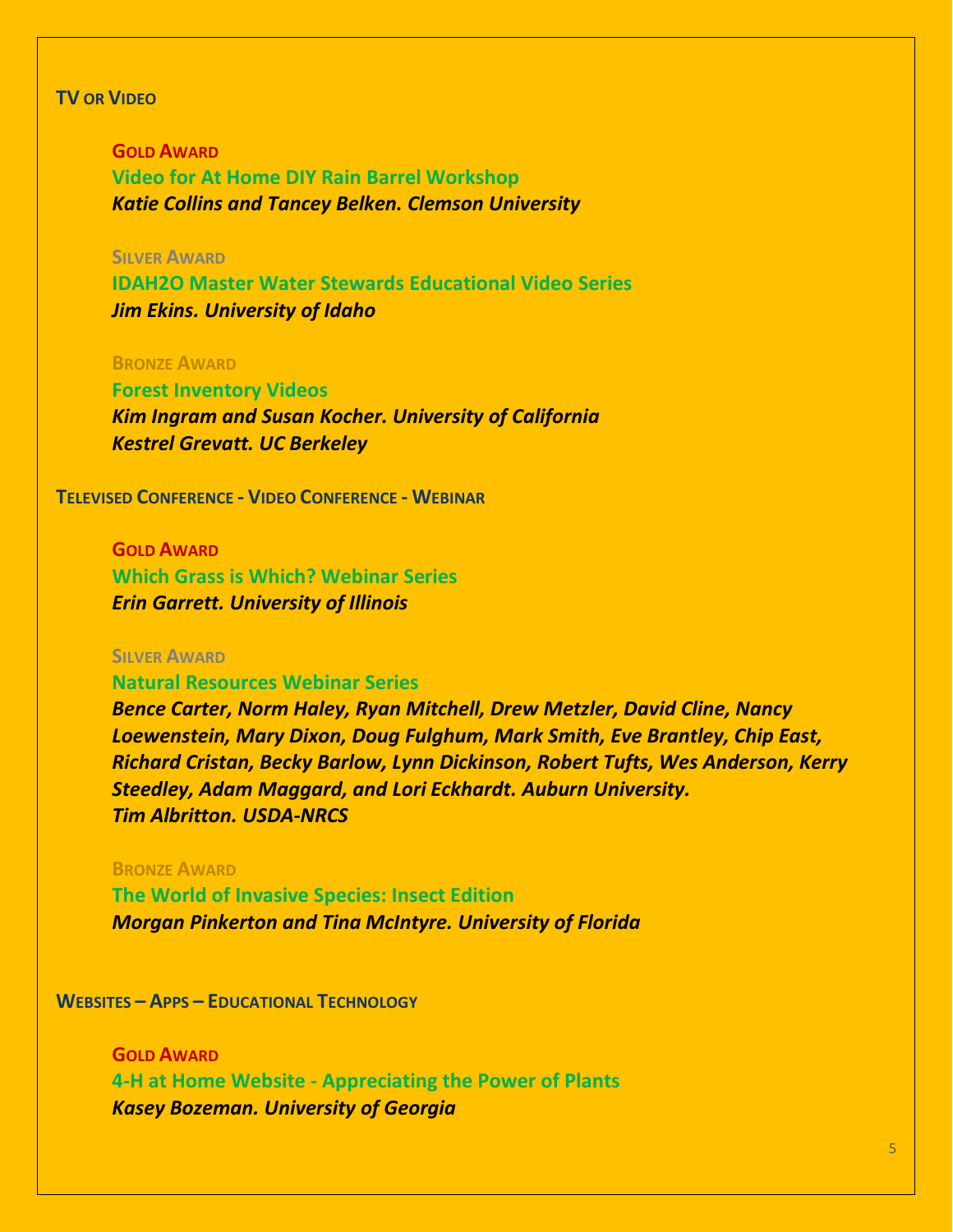## TV or Video

### Gold Award

**Video for At Home DIY Rain Barrel Workshop**

***Katie Collins and Tancey Belken. Clemson University***

### Silver Award

**IDAH2O Master Water Stewards Educational Video Series**

***Jim Ekins. University of Idaho***

### Bronze Award

**Forest Inventory Videos**

***Kim Ingram and Susan Kocher. University of California***
***Kestrel Grevatt. UC Berkeley***

## Televised Conference - Video Conference - Webinar

### Gold Award

**Which Grass is Which? Webinar Series**

***Erin Garrett. University of Illinois***

### Silver Award

**Natural Resources Webinar Series**

***Bence Carter, Norm Haley, Ryan Mitchell, Drew Metzler, David Cline, Nancy Loewenstein, Mary Dixon, Doug Fulghum, Mark Smith, Eve Brantley, Chip East, Richard Cristan, Becky Barlow, Lynn Dickinson, Robert Tufts, Wes Anderson, Kerry Steedley, Adam Maggard, and Lori Eckhardt. Auburn University.***
***Tim Albritton. USDA-NRCS***

### Bronze Award

**The World of Invasive Species: Insect Edition**

***Morgan Pinkerton and Tina McIntyre. University of Florida***

## Websites – Apps – Educational Technology

### Gold Award

**4-H at Home Website - Appreciating the Power of Plants**

***Kasey Bozeman. University of Georgia***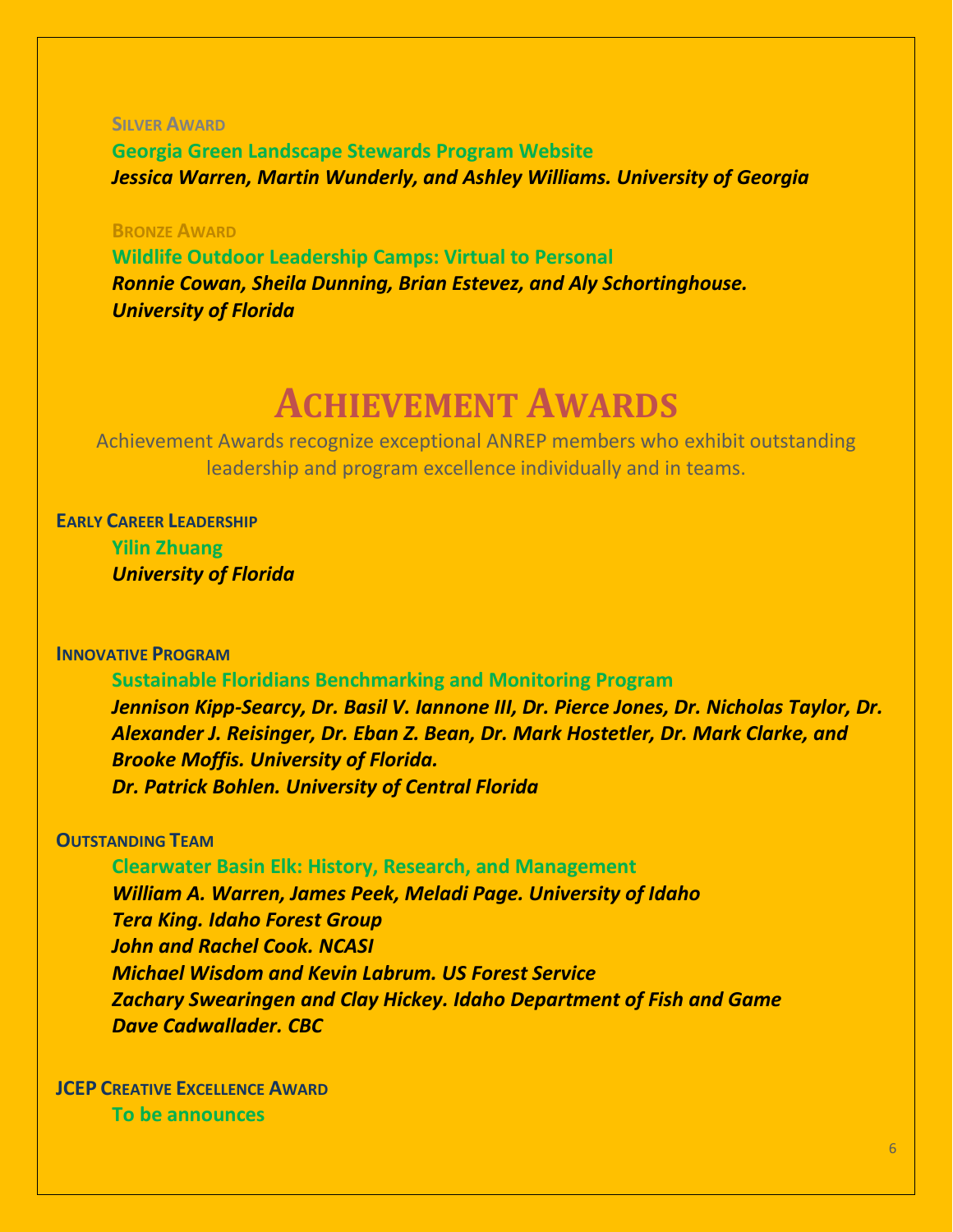**Silver Award**

**Georgia Green Landscape Stewards Program Website**

***Jessica Warren, Martin Wunderly, and Ashley Williams. University of Georgia***

**Bronze Award**

**Wildlife Outdoor Leadership Camps: Virtual to Personal**

***Ronnie Cowan, Sheila Dunning, Brian Estevez, and Aly Schortinghouse. University of Florida***

# Achievement Awards

Achievement Awards recognize exceptional ANREP members who exhibit outstanding leadership and program excellence individually and in teams.

**Early Career Leadership**

**Yilin Zhuang**

***University of Florida***

**Innovative Program**

**Sustainable Floridians Benchmarking and Monitoring Program**

***Jennison Kipp-Searcy, Dr. Basil V. Iannone III, Dr. Pierce Jones, Dr. Nicholas Taylor, Dr. Alexander J. Reisinger, Dr. Eban Z. Bean, Dr. Mark Hostetler, Dr. Mark Clarke, and Brooke Moffis. University of Florida.***
***Dr. Patrick Bohlen. University of Central Florida***

**Outstanding Team**

**Clearwater Basin Elk: History, Research, and Management**

***William A. Warren, James Peek, Meladi Page. University of Idaho***
***Tera King. Idaho Forest Group***
***John and Rachel Cook. NCASI***
***Michael Wisdom and Kevin Labrum. US Forest Service***
***Zachary Swearingen and Clay Hickey. Idaho Department of Fish and Game***
***Dave Cadwallader. CBC***

**JCEP Creative Excellence Award**

**To be announces**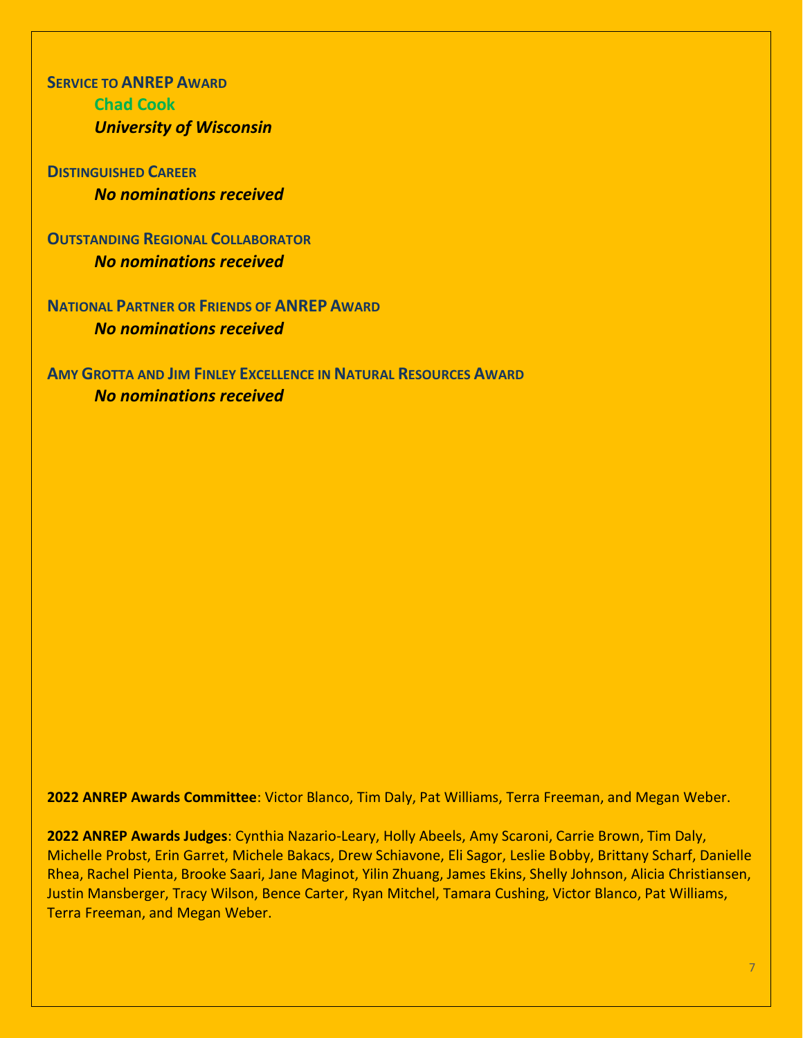**SERVICE TO ANREP AWARD**

**Chad Cook**

***University of Wisconsin***

**DISTINGUISHED CAREER**

***No nominations received***

**OUTSTANDING REGIONAL COLLABORATOR**

***No nominations received***

**NATIONAL PARTNER OR FRIENDS OF ANREP AWARD**

***No nominations received***

**AMY GROTTA AND JIM FINLEY EXCELLENCE IN NATURAL RESOURCES AWARD**

***No nominations received***

**2022 ANREP Awards Committee**: Victor Blanco, Tim Daly, Pat Williams, Terra Freeman, and Megan Weber.

**2022 ANREP Awards Judges**: Cynthia Nazario-Leary, Holly Abeels, Amy Scaroni, Carrie Brown, Tim Daly, Michelle Probst, Erin Garret, Michele Bakacs, Drew Schiavone, Eli Sagor, Leslie Bobby, Brittany Scharf, Danielle Rhea, Rachel Pienta, Brooke Saari, Jane Maginot, Yilin Zhuang, James Ekins, Shelly Johnson, Alicia Christiansen, Justin Mansberger, Tracy Wilson, Bence Carter, Ryan Mitchel, Tamara Cushing, Victor Blanco, Pat Williams, Terra Freeman, and Megan Weber.